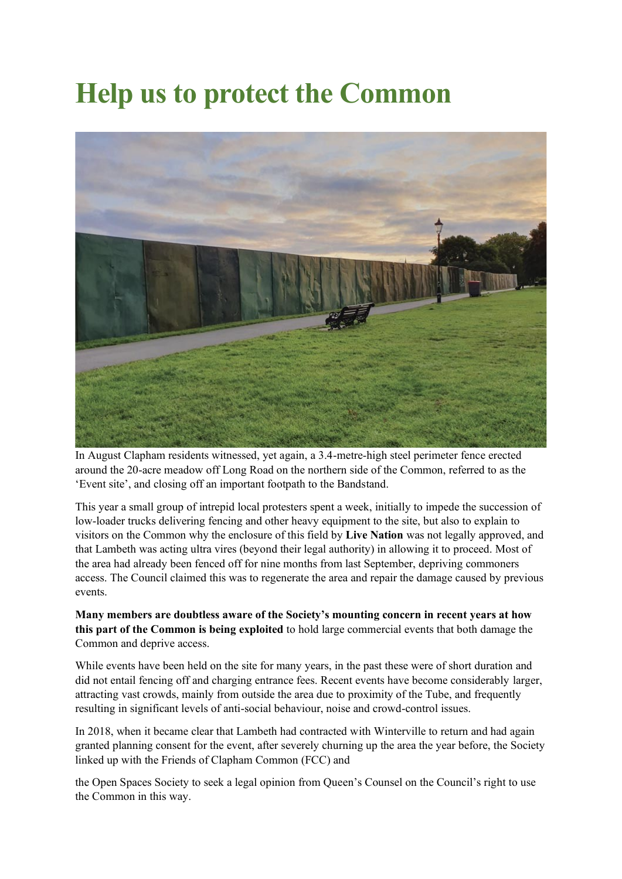# Help us to protect the Common

In August Clapham residents witnessed, yet again, a 3.4-metre-high steel perimeter fence erected around the 20-acre meadow off Long Road on the northern side of the Common, referred to as the 'Event site', and closing off an important footpath to the Bandstand.

This year a small group of intrepid local protesters spent a week, initially to impede the succession of low-loader trucks delivering fencing and other heavy equipment to the site, but also to explain to visitors on the Common why the enclosure of this field by **Live Nation** was not legally approved, and that Lambeth was acting ultra vires (beyond their legal authority) in allowing it to proceed. Most of the area had already been fenced off for nine months from last September, depriving commoners access. The Council claimed this was to regenerate the area and repair the damage caused by previous events.

**Many members are doubtless aware of the Society's mounting concern in recent years at how this part of the Common is being exploited** to hold large commercial events that both damage the Common and deprive access.

While events have been held on the site for many years, in the past these were of short duration and did not entail fencing off and charging entrance fees. Recent events have become considerably larger, attracting vast crowds, mainly from outside the area due to proximity of the Tube, and frequently resulting in significant levels of anti-social behaviour, noise and crowd-control issues.

In 2018, when it became clear that Lambeth had contracted with Winterville to return and had again granted planning consent for the event, after severely churning up the area the year before, the Society linked up with the Friends of Clapham Common (FCC) and the Open Spaces Society to seek a legal opinion from Queen's Counsel on the Council's right to use the Common in this way.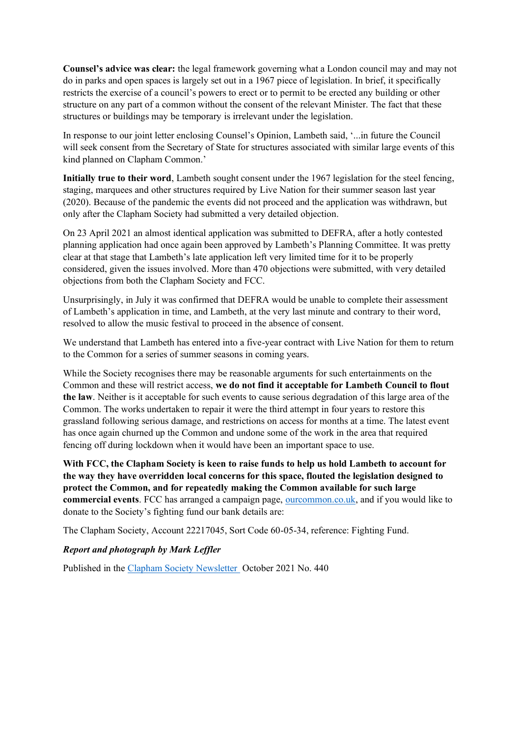**Counsel's advice was clear:** the legal framework governing what a London council may and may not do in parks and open spaces is largely set out in a 1967 piece of legislation. In brief, it specifically restricts the exercise of a council's powers to erect or to permit to be erected any building or other structure on any part of a common without the consent of the relevant Minister. The fact that these structures or buildings may be temporary is irrelevant under the legislation.

In response to our joint letter enclosing Counsel's Opinion, Lambeth said, '...in future the Council will seek consent from the Secretary of State for structures associated with similar large events of this kind planned on Clapham Common.'

**Initially true to their word**, Lambeth sought consent under the 1967 legislation for the steel fencing, staging, marquees and other structures required by Live Nation for their summer season last year (2020). Because of the pandemic the events did not proceed and the application was withdrawn, but only after the Clapham Society had submitted a very detailed objection.

On 23 April 2021 an almost identical application was submitted to DEFRA, after a hotly contested planning application had once again been approved by Lambeth's Planning Committee. It was pretty clear at that stage that Lambeth's late application left very limited time for it to be properly considered, given the issues involved. More than 470 objections were submitted, with very detailed objections from both the Clapham Society and FCC.

Unsurprisingly, in July it was confirmed that DEFRA would be unable to complete their assessment of Lambeth's application in time, and Lambeth, at the very last minute and contrary to their word, resolved to allow the music festival to proceed in the absence of consent.

We understand that Lambeth has entered into a five-year contract with Live Nation for them to return to the Common for a series of summer seasons in coming years.

While the Society recognises there may be reasonable arguments for such entertainments on the Common and these will restrict access, **we do not find it acceptable for Lambeth Council to flout the law**. Neither is it acceptable for such events to cause serious degradation of this large area of the Common. The works undertaken to repair it were the third attempt in four years to restore this grassland following serious damage, and restrictions on access for months at a time. The latest event has once again churned up the Common and undone some of the work in the area that required fencing off during lockdown when it would have been an important space to use.

**With FCC, the Clapham Society is keen to raise funds to help us hold Lambeth to account for the way they have overridden local concerns for this space, flouted the legislation designed to protect the Common, and for repeatedly making the Common available for such large commercial events**. FCC has arranged a campaign page, ourcommon.co.uk, and if you would like to donate to the Society's fighting fund our bank details are:

The Clapham Society, Account 22217045, Sort Code 60-05-34, reference: Fighting Fund.

***Report and photograph by Mark Leffler***

Published in the Clapham Society Newsletter October 2021 No. 440